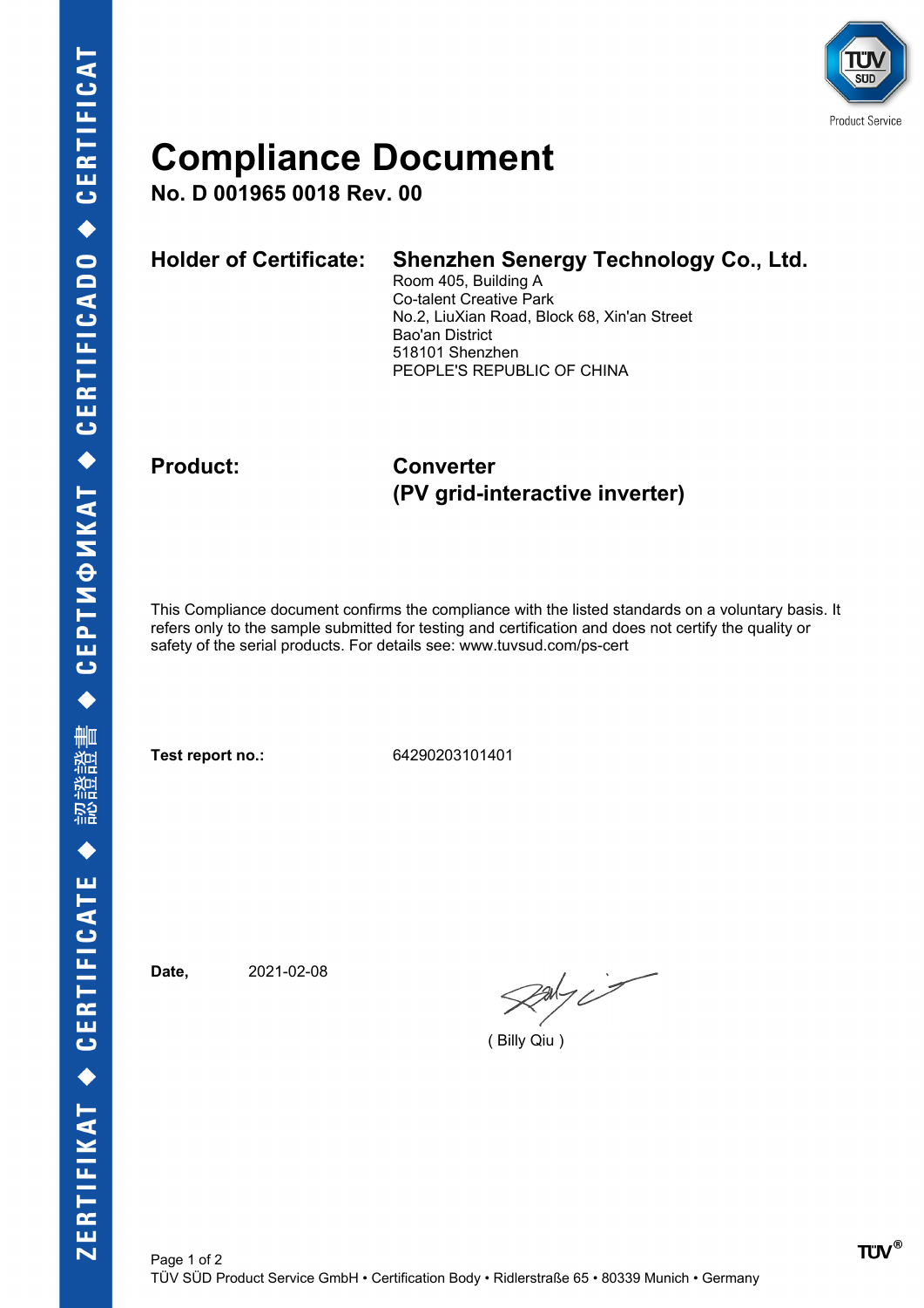# Compliance Document

**No. D 001965 0018 Rev. 00**

**Holder of Certificate:** **Shenzhen Senergy Technology Co., Ltd.**
Room 405, Building A
Co-talent Creative Park
No.2, LiuXian Road, Block 68, Xin'an Street
Bao'an District
518101 Shenzhen
PEOPLE'S REPUBLIC OF CHINA

**Product:** **Converter**
**(PV grid-interactive inverter)**

This Compliance document confirms the compliance with the listed standards on a voluntary basis. It refers only to the sample submitted for testing and certification and does not certify the quality or safety of the serial products. For details see: www.tuvsud.com/ps-cert

**Test report no.:** 64290203101401

**Date,** 2021-02-08

( Billy Qiu )

TÜV SÜD Product Service GmbH • Certification Body • Ridlerstraße 65 • 80339 Munich • Germany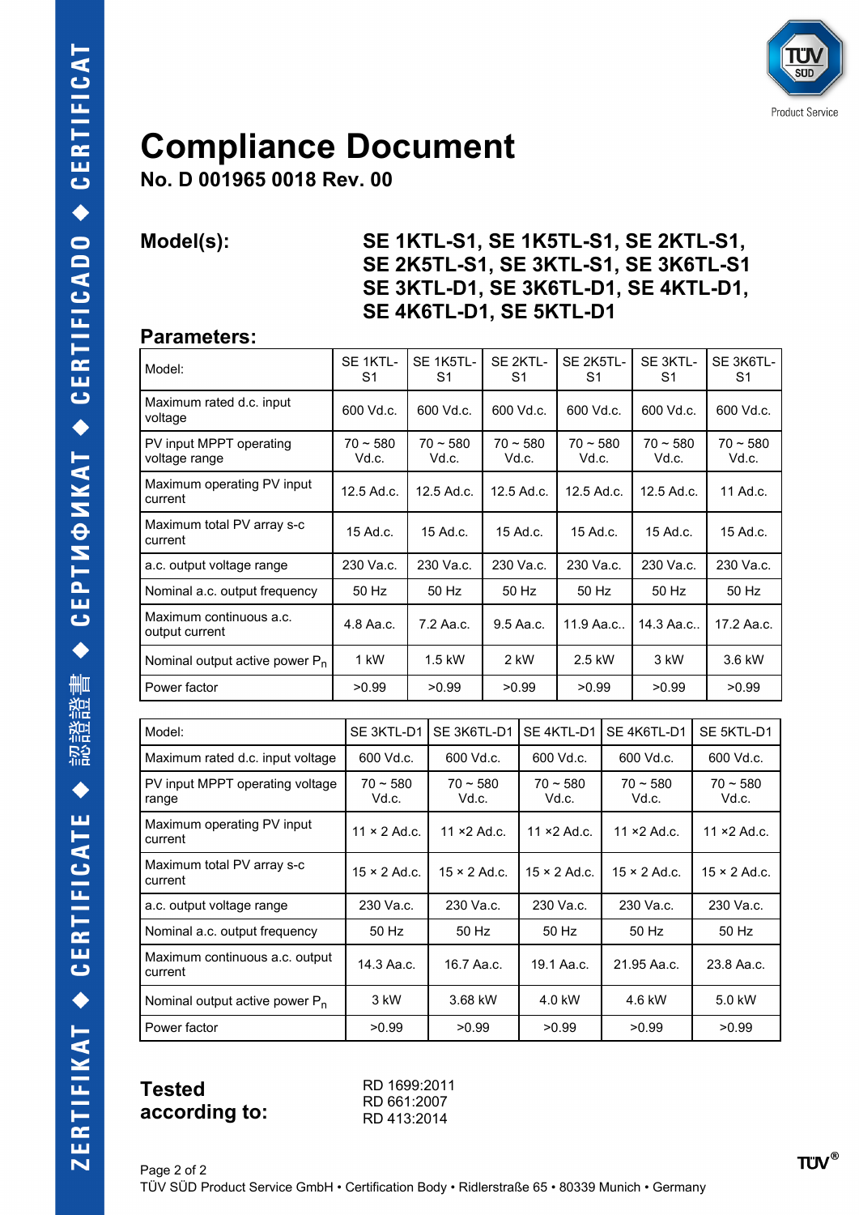# Compliance Document

**No. D 001965 0018 Rev. 00**

**Model(s):** **SE 1KTL-S1, SE 1K5TL-S1, SE 2KTL-S1, SE 2K5TL-S1, SE 3KTL-S1, SE 3K6TL-S1 SE 3KTL-D1, SE 3K6TL-D1, SE 4KTL-D1, SE 4K6TL-D1, SE 5KTL-D1**

## Parameters:

| Model: | SE 1KTL-S1 | SE 1K5TL-S1 | SE 2KTL-S1 | SE 2K5TL-S1 | SE 3KTL-S1 | SE 3K6TL-S1 |
|---|---|---|---|---|---|---|
| Maximum rated d.c. input voltage | 600 Vd.c. | 600 Vd.c. | 600 Vd.c. | 600 Vd.c. | 600 Vd.c. | 600 Vd.c. |
| PV input MPPT operating voltage range | 70 ~ 580 Vd.c. | 70 ~ 580 Vd.c. | 70 ~ 580 Vd.c. | 70 ~ 580 Vd.c. | 70 ~ 580 Vd.c. | 70 ~ 580 Vd.c. |
| Maximum operating PV input current | 12.5 Ad.c. | 12.5 Ad.c. | 12.5 Ad.c. | 12.5 Ad.c. | 12.5 Ad.c. | 11 Ad.c. |
| Maximum total PV array s-c current | 15 Ad.c. | 15 Ad.c. | 15 Ad.c. | 15 Ad.c. | 15 Ad.c. | 15 Ad.c. |
| a.c. output voltage range | 230 Va.c. | 230 Va.c. | 230 Va.c. | 230 Va.c. | 230 Va.c. | 230 Va.c. |
| Nominal a.c. output frequency | 50 Hz | 50 Hz | 50 Hz | 50 Hz | 50 Hz | 50 Hz |
| Maximum continuous a.c. output current | 4.8 Aa.c. | 7.2 Aa.c. | 9.5 Aa.c. | 11.9 Aa.c.. | 14.3 Aa.c.. | 17.2 Aa.c. |
| Nominal output active power $P_n$ | 1 kW | 1.5 kW | 2 kW | 2.5 kW | 3 kW | 3.6 kW |
| Power factor | >0.99 | >0.99 | >0.99 | >0.99 | >0.99 | >0.99 |

| Model: | SE 3KTL-D1 | SE 3K6TL-D1 | SE 4KTL-D1 | SE 4K6TL-D1 | SE 5KTL-D1 |
|---|---|---|---|---|---|
| Maximum rated d.c. input voltage | 600 Vd.c. | 600 Vd.c. | 600 Vd.c. | 600 Vd.c. | 600 Vd.c. |
| PV input MPPT operating voltage range | 70 ~ 580 Vd.c. | 70 ~ 580 Vd.c. | 70 ~ 580 Vd.c. | 70 ~ 580 Vd.c. | 70 ~ 580 Vd.c. |
| Maximum operating PV input current | 11 × 2 Ad.c. | 11 ×2 Ad.c. | 11 ×2 Ad.c. | 11 ×2 Ad.c. | 11 ×2 Ad.c. |
| Maximum total PV array s-c current | 15 × 2 Ad.c. | 15 × 2 Ad.c. | 15 × 2 Ad.c. | 15 × 2 Ad.c. | 15 × 2 Ad.c. |
| a.c. output voltage range | 230 Va.c. | 230 Va.c. | 230 Va.c. | 230 Va.c. | 230 Va.c. |
| Nominal a.c. output frequency | 50 Hz | 50 Hz | 50 Hz | 50 Hz | 50 Hz |
| Maximum continuous a.c. output current | 14.3 Aa.c. | 16.7 Aa.c. | 19.1 Aa.c. | 21.95 Aa.c. | 23.8 Aa.c. |
| Nominal output active power $P_n$ | 3 kW | 3.68 kW | 4.0 kW | 4.6 kW | 5.0 kW |
| Power factor | >0.99 | >0.99 | >0.99 | >0.99 | >0.99 |

**Tested according to:**

RD 1699:2011
RD 661:2007
RD 413:2014

TÜV SÜD Product Service GmbH • Certification Body • Ridlerstraße 65 • 80339 Munich • Germany